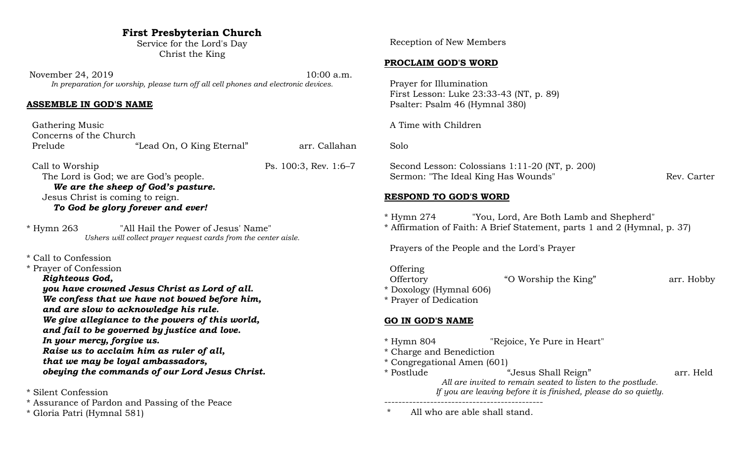# First Presbyterian Church

Service for the Lord's Day
Christ the King

November 24, 2019 10:00 a.m.

*In preparation for worship, please turn off all cell phones and electronic devices.*

## ASSEMBLE IN GOD'S NAME

Gathering Music
Concerns of the Church
Prelude "Lead On, O King Eternal" arr. Callahan

Call to Worship Ps. 100:3, Rev. 1:6–7

The Lord is God; we are God's people.
***We are the sheep of God's pasture.***
Jesus Christ is coming to reign.
***To God be glory forever and ever!***

* Hymn 263 "All Hail the Power of Jesus' Name"
*Ushers will collect prayer request cards from the center aisle.*

* Call to Confession
* Prayer of Confession

***Righteous God,***
***you have crowned Jesus Christ as Lord of all.***
***We confess that we have not bowed before him,***
***and are slow to acknowledge his rule.***
***We give allegiance to the powers of this world,***
***and fail to be governed by justice and love.***
***In your mercy, forgive us.***
***Raise us to acclaim him as ruler of all,***
***that we may be loyal ambassadors,***
***obeying the commands of our Lord Jesus Christ.***

* Silent Confession
* Assurance of Pardon and Passing of the Peace
* Gloria Patri (Hymnal 581)

Reception of New Members

## PROCLAIM GOD'S WORD

Prayer for Illumination
First Lesson: Luke 23:33-43 (NT, p. 89)
Psalter: Psalm 46 (Hymnal 380)

A Time with Children

Solo

Second Lesson: Colossians 1:11-20 (NT, p. 200)
Sermon: "The Ideal King Has Wounds" Rev. Carter

## RESPOND TO GOD'S WORD

* Hymn 274 "You, Lord, Are Both Lamb and Shepherd"
* Affirmation of Faith: A Brief Statement, parts 1 and 2 (Hymnal, p. 37)

Prayers of the People and the Lord's Prayer

Offering
Offertory "O Worship the King" arr. Hobby
* Doxology (Hymnal 606)
* Prayer of Dedication

## GO IN GOD'S NAME

* Hymn 804 "Rejoice, Ye Pure in Heart"
* Charge and Benediction
* Congregational Amen (601)
* Postlude "Jesus Shall Reign" arr. Held

*All are invited to remain seated to listen to the postlude.*
*If you are leaving before it is finished, please do so quietly.*

---

* All who are able shall stand.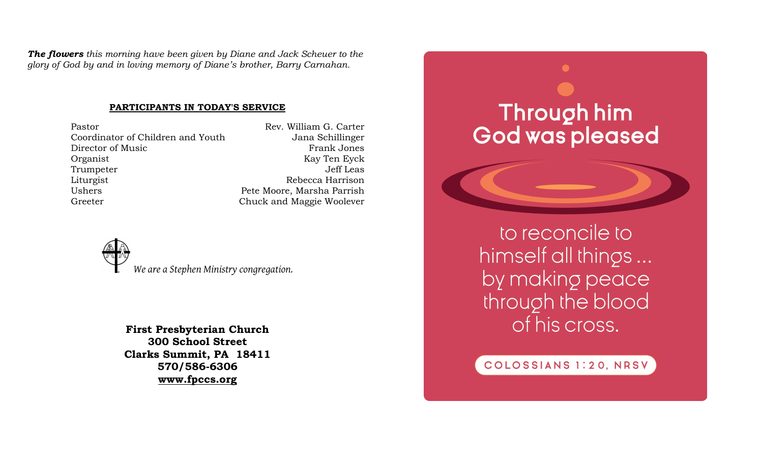***The flowers*** *this morning have been given by Diane and Jack Scheuer to the glory of God by and in loving memory of Diane's brother, Barry Carnahan.*

**PARTICIPANTS IN TODAY'S SERVICE**

| | |
|---|---|
| Pastor | Rev. William G. Carter |
| Coordinator of Children and Youth | Jana Schillinger |
| Director of Music | Frank Jones |
| Organist | Kay Ten Eyck |
| Trumpeter | Jeff Leas |
| Liturgist | Rebecca Harrison |
| Ushers | Pete Moore, Marsha Parrish |
| Greeter | Chuck and Maggie Woolever |

*We are a Stephen Ministry congregation.*

**First Presbyterian Church**
**300 School Street**
**Clarks Summit, PA 18411**
**570/586-6306**
**www.fpccs.org**

Through him God was pleased

to reconcile to himself all things ... by making peace through the blood of his cross.

COLOSSIANS 1:20, NRSV